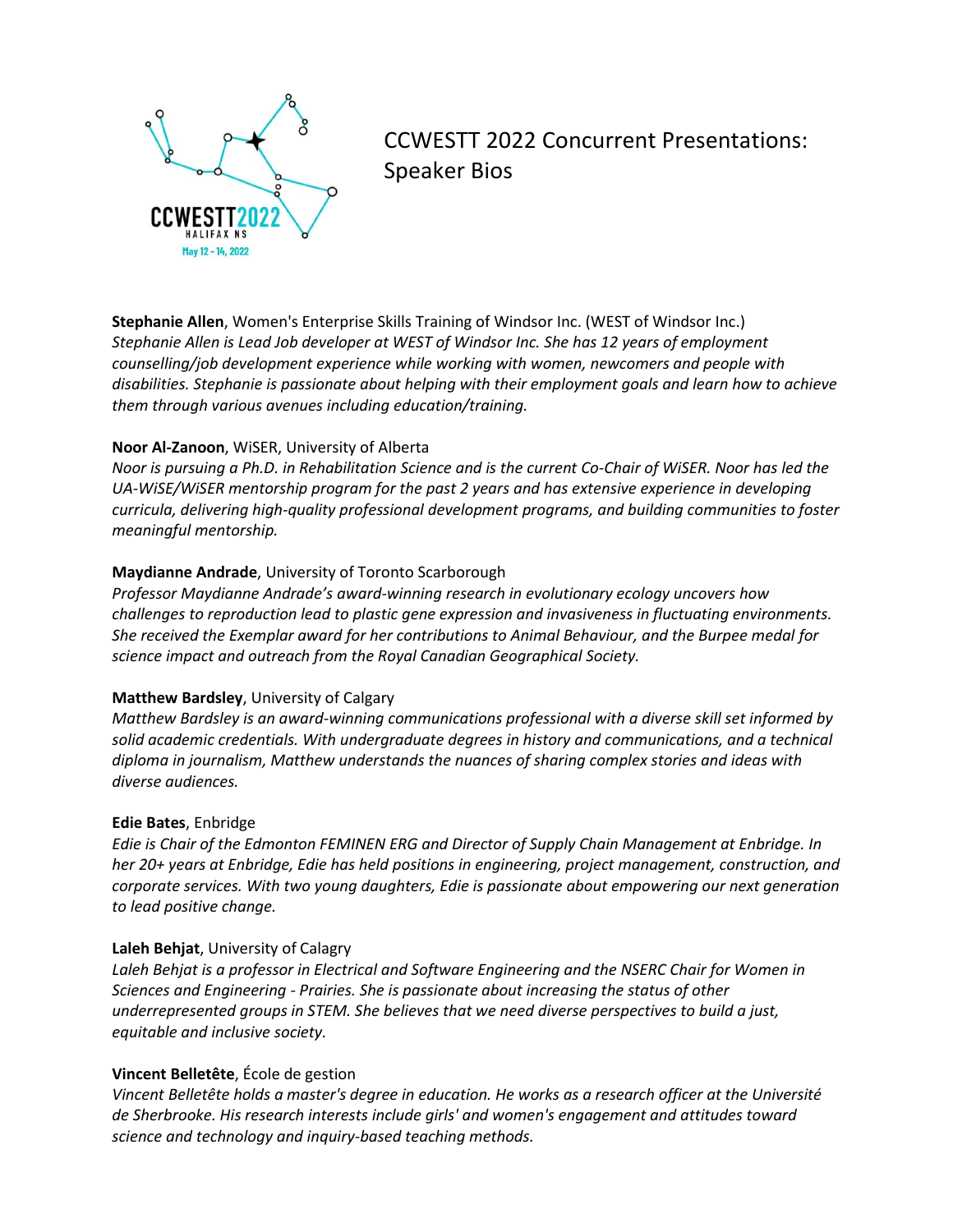# CCWESTT 2022 Concurrent Presentations: Speaker Bios

**Stephanie Allen**, Women's Enterprise Skills Training of Windsor Inc. (WEST of Windsor Inc.)
*Stephanie Allen is Lead Job developer at WEST of Windsor Inc. She has 12 years of employment counselling/job development experience while working with women, newcomers and people with disabilities. Stephanie is passionate about helping with their employment goals and learn how to achieve them through various avenues including education/training.*

**Noor Al-Zanoon**, WiSER, University of Alberta
*Noor is pursuing a Ph.D. in Rehabilitation Science and is the current Co-Chair of WiSER. Noor has led the UA-WiSE/WiSER mentorship program for the past 2 years and has extensive experience in developing curricula, delivering high-quality professional development programs, and building communities to foster meaningful mentorship.*

**Maydianne Andrade**, University of Toronto Scarborough
*Professor Maydianne Andrade's award-winning research in evolutionary ecology uncovers how challenges to reproduction lead to plastic gene expression and invasiveness in fluctuating environments. She received the Exemplar award for her contributions to Animal Behaviour, and the Burpee medal for science impact and outreach from the Royal Canadian Geographical Society.*

**Matthew Bardsley**, University of Calgary
*Matthew Bardsley is an award-winning communications professional with a diverse skill set informed by solid academic credentials. With undergraduate degrees in history and communications, and a technical diploma in journalism, Matthew understands the nuances of sharing complex stories and ideas with diverse audiences.*

**Edie Bates**, Enbridge
*Edie is Chair of the Edmonton FEMINEN ERG and Director of Supply Chain Management at Enbridge. In her 20+ years at Enbridge, Edie has held positions in engineering, project management, construction, and corporate services. With two young daughters, Edie is passionate about empowering our next generation to lead positive change.*

**Laleh Behjat**, University of Calagry
*Laleh Behjat is a professor in Electrical and Software Engineering and the NSERC Chair for Women in Sciences and Engineering - Prairies. She is passionate about increasing the status of other underrepresented groups in STEM. She believes that we need diverse perspectives to build a just, equitable and inclusive society.*

**Vincent Belletête**, École de gestion
*Vincent Belletête holds a master's degree in education. He works as a research officer at the Université de Sherbrooke. His research interests include girls' and women's engagement and attitudes toward science and technology and inquiry-based teaching methods.*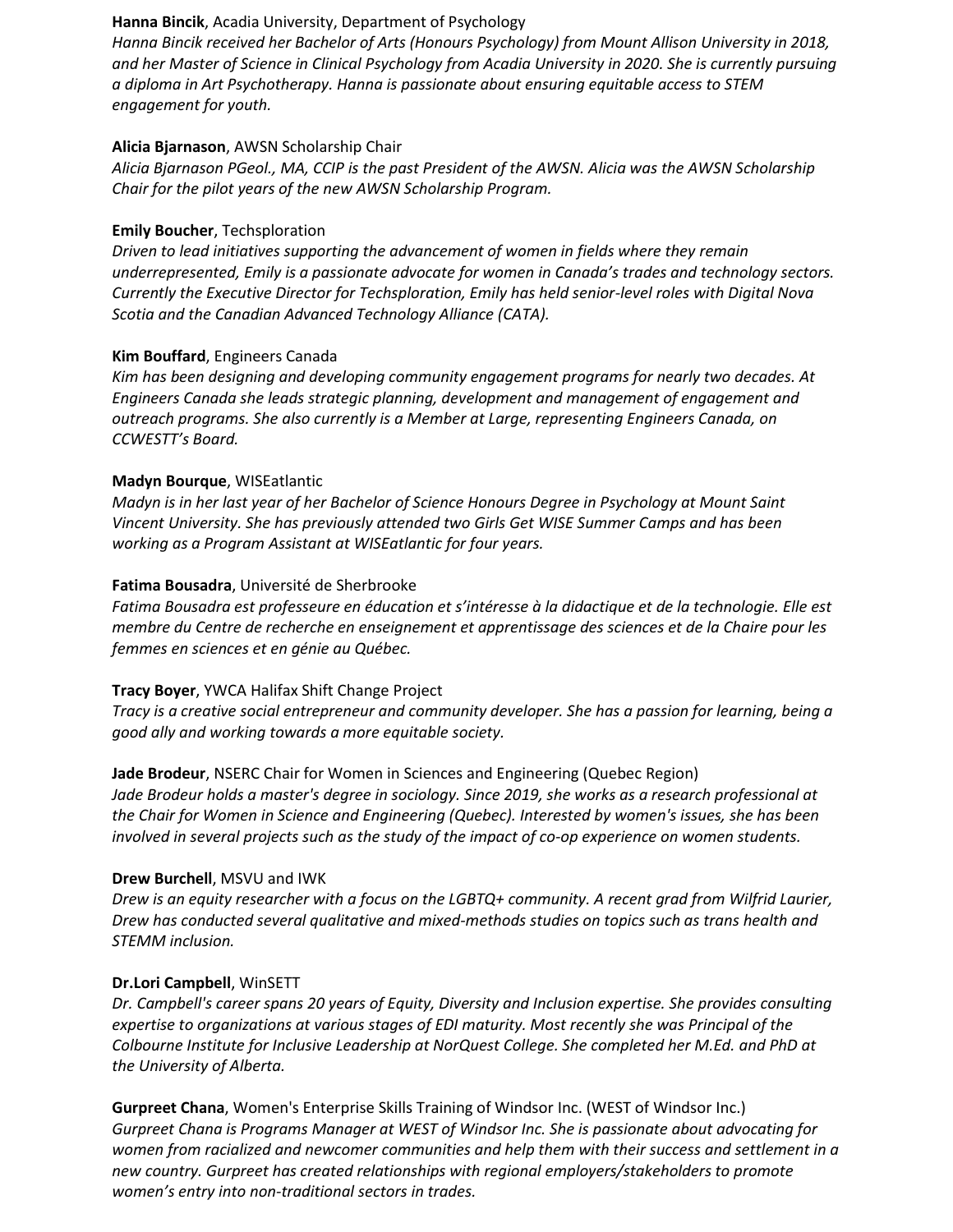**Hanna Bincik**, Acadia University, Department of Psychology
*Hanna Bincik received her Bachelor of Arts (Honours Psychology) from Mount Allison University in 2018, and her Master of Science in Clinical Psychology from Acadia University in 2020. She is currently pursuing a diploma in Art Psychotherapy. Hanna is passionate about ensuring equitable access to STEM engagement for youth.*

**Alicia Bjarnason**, AWSN Scholarship Chair
*Alicia Bjarnason PGeol., MA, CCIP is the past President of the AWSN. Alicia was the AWSN Scholarship Chair for the pilot years of the new AWSN Scholarship Program.*

**Emily Boucher**, Techsploration
*Driven to lead initiatives supporting the advancement of women in fields where they remain underrepresented, Emily is a passionate advocate for women in Canada's trades and technology sectors. Currently the Executive Director for Techsploration, Emily has held senior-level roles with Digital Nova Scotia and the Canadian Advanced Technology Alliance (CATA).*

**Kim Bouffard**, Engineers Canada
*Kim has been designing and developing community engagement programs for nearly two decades. At Engineers Canada she leads strategic planning, development and management of engagement and outreach programs. She also currently is a Member at Large, representing Engineers Canada, on CCWESTT's Board.*

**Madyn Bourque**, WISEatlantic
*Madyn is in her last year of her Bachelor of Science Honours Degree in Psychology at Mount Saint Vincent University. She has previously attended two Girls Get WISE Summer Camps and has been working as a Program Assistant at WISEatlantic for four years.*

**Fatima Bousadra**, Université de Sherbrooke
*Fatima Bousadra est professeure en éducation et s'intéresse à la didactique et de la technologie. Elle est membre du Centre de recherche en enseignement et apprentissage des sciences et de la Chaire pour les femmes en sciences et en génie au Québec.*

**Tracy Boyer**, YWCA Halifax Shift Change Project
*Tracy is a creative social entrepreneur and community developer. She has a passion for learning, being a good ally and working towards a more equitable society.*

**Jade Brodeur**, NSERC Chair for Women in Sciences and Engineering (Quebec Region)
*Jade Brodeur holds a master's degree in sociology. Since 2019, she works as a research professional at the Chair for Women in Science and Engineering (Quebec). Interested by women's issues, she has been involved in several projects such as the study of the impact of co-op experience on women students.*

**Drew Burchell**, MSVU and IWK
*Drew is an equity researcher with a focus on the LGBTQ+ community. A recent grad from Wilfrid Laurier, Drew has conducted several qualitative and mixed-methods studies on topics such as trans health and STEMM inclusion.*

**Dr.Lori Campbell**, WinSETT
*Dr. Campbell's career spans 20 years of Equity, Diversity and Inclusion expertise. She provides consulting expertise to organizations at various stages of EDI maturity. Most recently she was Principal of the Colbourne Institute for Inclusive Leadership at NorQuest College. She completed her M.Ed. and PhD at the University of Alberta.*

**Gurpreet Chana**, Women's Enterprise Skills Training of Windsor Inc. (WEST of Windsor Inc.)
*Gurpreet Chana is Programs Manager at WEST of Windsor Inc. She is passionate about advocating for women from racialized and newcomer communities and help them with their success and settlement in a new country. Gurpreet has created relationships with regional employers/stakeholders to promote women's entry into non-traditional sectors in trades.*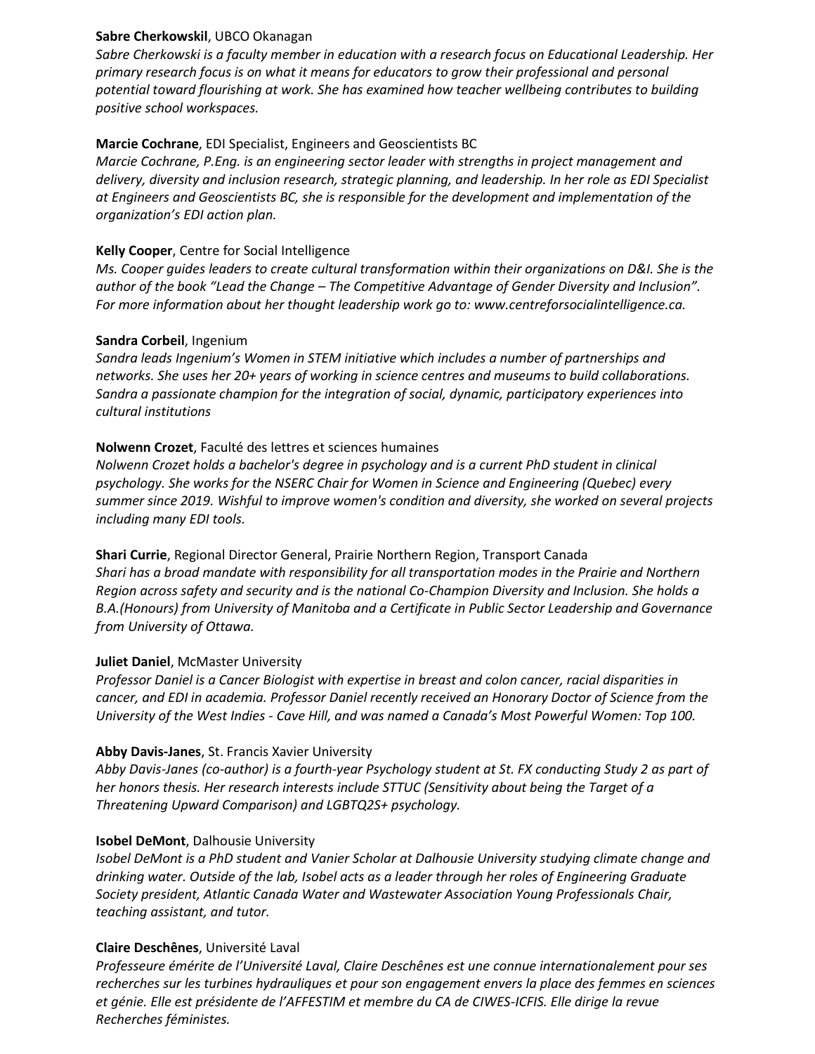**Sabre Cherkowskil**, UBCO Okanagan
*Sabre Cherkowski is a faculty member in education with a research focus on Educational Leadership. Her primary research focus is on what it means for educators to grow their professional and personal potential toward flourishing at work. She has examined how teacher wellbeing contributes to building positive school workspaces.*

**Marcie Cochrane**, EDI Specialist, Engineers and Geoscientists BC
*Marcie Cochrane, P.Eng. is an engineering sector leader with strengths in project management and delivery, diversity and inclusion research, strategic planning, and leadership. In her role as EDI Specialist at Engineers and Geoscientists BC, she is responsible for the development and implementation of the organization's EDI action plan.*

**Kelly Cooper**, Centre for Social Intelligence
*Ms. Cooper guides leaders to create cultural transformation within their organizations on D&I. She is the author of the book "Lead the Change – The Competitive Advantage of Gender Diversity and Inclusion". For more information about her thought leadership work go to: www.centreforsocialintelligence.ca.*

**Sandra Corbeil**, Ingenium
*Sandra leads Ingenium's Women in STEM initiative which includes a number of partnerships and networks. She uses her 20+ years of working in science centres and museums to build collaborations. Sandra a passionate champion for the integration of social, dynamic, participatory experiences into cultural institutions*

**Nolwenn Crozet**, Faculté des lettres et sciences humaines
*Nolwenn Crozet holds a bachelor's degree in psychology and is a current PhD student in clinical psychology. She works for the NSERC Chair for Women in Science and Engineering (Quebec) every summer since 2019. Wishful to improve women's condition and diversity, she worked on several projects including many EDI tools.*

**Shari Currie**, Regional Director General, Prairie Northern Region, Transport Canada
*Shari has a broad mandate with responsibility for all transportation modes in the Prairie and Northern Region across safety and security and is the national Co-Champion Diversity and Inclusion. She holds a B.A.(Honours) from University of Manitoba and a Certificate in Public Sector Leadership and Governance from University of Ottawa.*

**Juliet Daniel**, McMaster University
*Professor Daniel is a Cancer Biologist with expertise in breast and colon cancer, racial disparities in cancer, and EDI in academia. Professor Daniel recently received an Honorary Doctor of Science from the University of the West Indies - Cave Hill, and was named a Canada's Most Powerful Women: Top 100.*

**Abby Davis-Janes**, St. Francis Xavier University
*Abby Davis-Janes (co-author) is a fourth-year Psychology student at St. FX conducting Study 2 as part of her honors thesis. Her research interests include STTUC (Sensitivity about being the Target of a Threatening Upward Comparison) and LGBTQ2S+ psychology.*

**Isobel DeMont**, Dalhousie University
*Isobel DeMont is a PhD student and Vanier Scholar at Dalhousie University studying climate change and drinking water. Outside of the lab, Isobel acts as a leader through her roles of Engineering Graduate Society president, Atlantic Canada Water and Wastewater Association Young Professionals Chair, teaching assistant, and tutor.*

**Claire Deschênes**, Université Laval
*Professeure émérite de l'Université Laval, Claire Deschênes est une connue internationalement pour ses recherches sur les turbines hydrauliques et pour son engagement envers la place des femmes en sciences et génie. Elle est présidente de l'AFFESTIM et membre du CA de CIWES-ICFIS. Elle dirige la revue Recherches féministes.*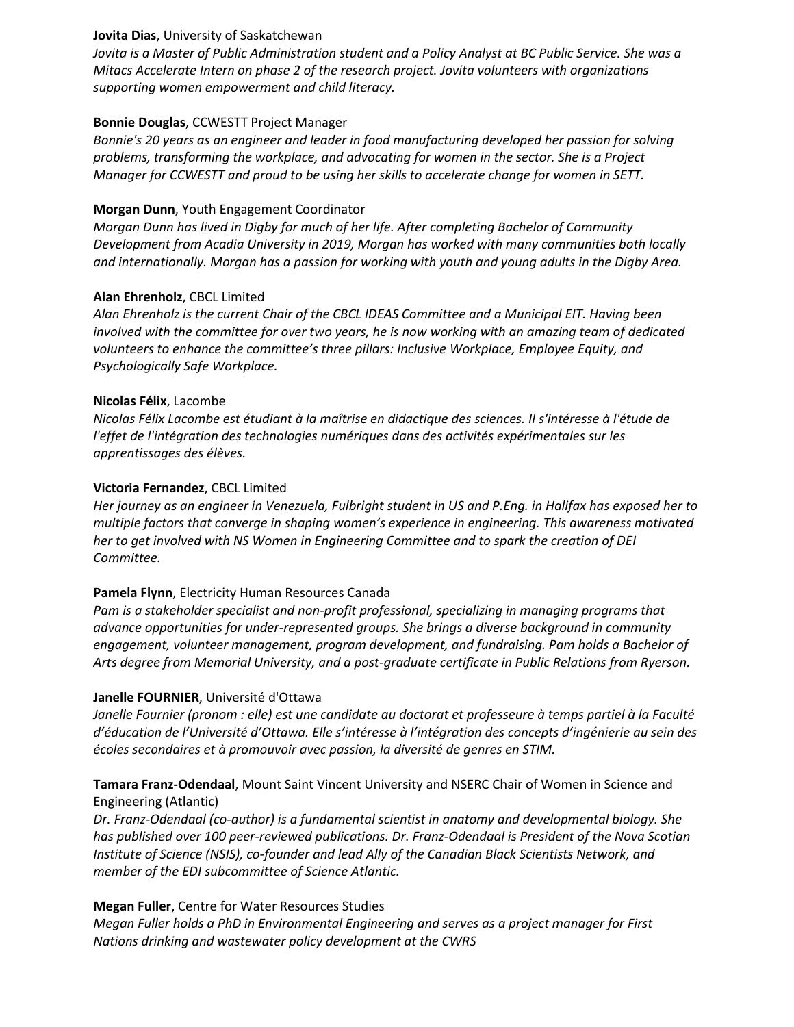**Jovita Dias**, University of Saskatchewan
*Jovita is a Master of Public Administration student and a Policy Analyst at BC Public Service. She was a Mitacs Accelerate Intern on phase 2 of the research project. Jovita volunteers with organizations supporting women empowerment and child literacy.*

**Bonnie Douglas**, CCWESTT Project Manager
*Bonnie's 20 years as an engineer and leader in food manufacturing developed her passion for solving problems, transforming the workplace, and advocating for women in the sector. She is a Project Manager for CCWESTT and proud to be using her skills to accelerate change for women in SETT.*

**Morgan Dunn**, Youth Engagement Coordinator
*Morgan Dunn has lived in Digby for much of her life. After completing Bachelor of Community Development from Acadia University in 2019, Morgan has worked with many communities both locally and internationally. Morgan has a passion for working with youth and young adults in the Digby Area.*

**Alan Ehrenholz**, CBCL Limited
*Alan Ehrenholz is the current Chair of the CBCL IDEAS Committee and a Municipal EIT. Having been involved with the committee for over two years, he is now working with an amazing team of dedicated volunteers to enhance the committee's three pillars: Inclusive Workplace, Employee Equity, and Psychologically Safe Workplace.*

**Nicolas Félix**, Lacombe
*Nicolas Félix Lacombe est étudiant à la maîtrise en didactique des sciences. Il s'intéresse à l'étude de l'effet de l'intégration des technologies numériques dans des activités expérimentales sur les apprentissages des élèves.*

**Victoria Fernandez**, CBCL Limited
*Her journey as an engineer in Venezuela, Fulbright student in US and P.Eng. in Halifax has exposed her to multiple factors that converge in shaping women's experience in engineering. This awareness motivated her to get involved with NS Women in Engineering Committee and to spark the creation of DEI Committee.*

**Pamela Flynn**, Electricity Human Resources Canada
*Pam is a stakeholder specialist and non-profit professional, specializing in managing programs that advance opportunities for under-represented groups. She brings a diverse background in community engagement, volunteer management, program development, and fundraising. Pam holds a Bachelor of Arts degree from Memorial University, and a post-graduate certificate in Public Relations from Ryerson.*

**Janelle FOURNIER**, Université d'Ottawa
*Janelle Fournier (pronom : elle) est une candidate au doctorat et professeure à temps partiel à la Faculté d'éducation de l'Université d'Ottawa. Elle s'intéresse à l'intégration des concepts d'ingénierie au sein des écoles secondaires et à promouvoir avec passion, la diversité de genres en STIM.*

**Tamara Franz-Odendaal**, Mount Saint Vincent University and NSERC Chair of Women in Science and Engineering (Atlantic)
*Dr. Franz-Odendaal (co-author) is a fundamental scientist in anatomy and developmental biology. She has published over 100 peer-reviewed publications. Dr. Franz-Odendaal is President of the Nova Scotian Institute of Science (NSIS), co-founder and lead Ally of the Canadian Black Scientists Network, and member of the EDI subcommittee of Science Atlantic.*

**Megan Fuller**, Centre for Water Resources Studies
*Megan Fuller holds a PhD in Environmental Engineering and serves as a project manager for First Nations drinking and wastewater policy development at the CWRS*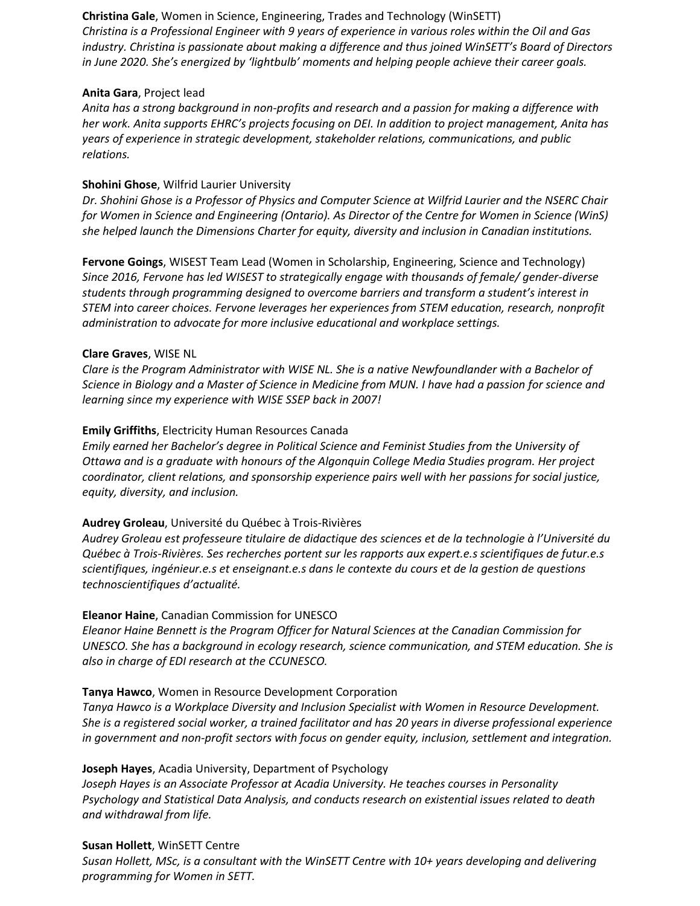**Christina Gale**, Women in Science, Engineering, Trades and Technology (WinSETT)
*Christina is a Professional Engineer with 9 years of experience in various roles within the Oil and Gas industry. Christina is passionate about making a difference and thus joined WinSETT's Board of Directors in June 2020. She's energized by 'lightbulb' moments and helping people achieve their career goals.*

**Anita Gara**, Project lead
*Anita has a strong background in non-profits and research and a passion for making a difference with her work. Anita supports EHRC's projects focusing on DEI. In addition to project management, Anita has years of experience in strategic development, stakeholder relations, communications, and public relations.*

**Shohini Ghose**, Wilfrid Laurier University
*Dr. Shohini Ghose is a Professor of Physics and Computer Science at Wilfrid Laurier and the NSERC Chair for Women in Science and Engineering (Ontario). As Director of the Centre for Women in Science (WinS) she helped launch the Dimensions Charter for equity, diversity and inclusion in Canadian institutions.*

**Fervone Goings**, WISEST Team Lead (Women in Scholarship, Engineering, Science and Technology)
*Since 2016, Fervone has led WISEST to strategically engage with thousands of female/ gender-diverse students through programming designed to overcome barriers and transform a student's interest in STEM into career choices. Fervone leverages her experiences from STEM education, research, nonprofit administration to advocate for more inclusive educational and workplace settings.*

**Clare Graves**, WISE NL
*Clare is the Program Administrator with WISE NL. She is a native Newfoundlander with a Bachelor of Science in Biology and a Master of Science in Medicine from MUN. I have had a passion for science and learning since my experience with WISE SSEP back in 2007!*

**Emily Griffiths**, Electricity Human Resources Canada
*Emily earned her Bachelor's degree in Political Science and Feminist Studies from the University of Ottawa and is a graduate with honours of the Algonquin College Media Studies program. Her project coordinator, client relations, and sponsorship experience pairs well with her passions for social justice, equity, diversity, and inclusion.*

**Audrey Groleau**, Université du Québec à Trois-Rivières
*Audrey Groleau est professeure titulaire de didactique des sciences et de la technologie à l'Université du Québec à Trois-Rivières. Ses recherches portent sur les rapports aux expert.e.s scientifiques de futur.e.s scientifiques, ingénieur.e.s et enseignant.e.s dans le contexte du cours et de la gestion de questions technoscientifiques d'actualité.*

**Eleanor Haine**, Canadian Commission for UNESCO
*Eleanor Haine Bennett is the Program Officer for Natural Sciences at the Canadian Commission for UNESCO. She has a background in ecology research, science communication, and STEM education. She is also in charge of EDI research at the CCUNESCO.*

**Tanya Hawco**, Women in Resource Development Corporation
*Tanya Hawco is a Workplace Diversity and Inclusion Specialist with Women in Resource Development. She is a registered social worker, a trained facilitator and has 20 years in diverse professional experience in government and non-profit sectors with focus on gender equity, inclusion, settlement and integration.*

**Joseph Hayes**, Acadia University, Department of Psychology
*Joseph Hayes is an Associate Professor at Acadia University. He teaches courses in Personality Psychology and Statistical Data Analysis, and conducts research on existential issues related to death and withdrawal from life.*

**Susan Hollett**, WinSETT Centre
*Susan Hollett, MSc, is a consultant with the WinSETT Centre with 10+ years developing and delivering programming for Women in SETT.*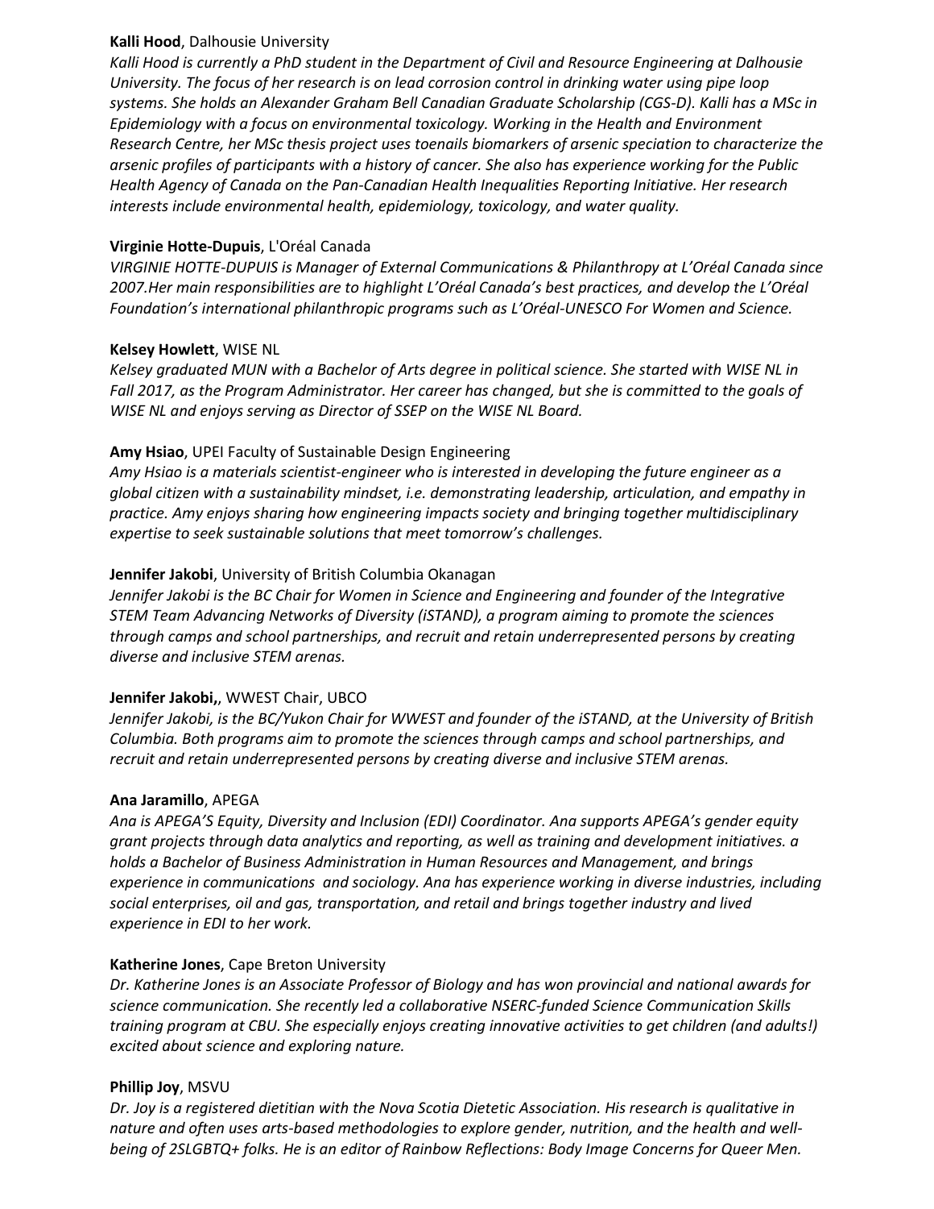**Kalli Hood**, Dalhousie University

*Kalli Hood is currently a PhD student in the Department of Civil and Resource Engineering at Dalhousie University. The focus of her research is on lead corrosion control in drinking water using pipe loop systems. She holds an Alexander Graham Bell Canadian Graduate Scholarship (CGS-D). Kalli has a MSc in Epidemiology with a focus on environmental toxicology. Working in the Health and Environment Research Centre, her MSc thesis project uses toenails biomarkers of arsenic speciation to characterize the arsenic profiles of participants with a history of cancer. She also has experience working for the Public Health Agency of Canada on the Pan-Canadian Health Inequalities Reporting Initiative. Her research interests include environmental health, epidemiology, toxicology, and water quality.*

**Virginie Hotte-Dupuis**, L'Oréal Canada

*VIRGINIE HOTTE-DUPUIS is Manager of External Communications & Philanthropy at L'Oréal Canada since 2007.Her main responsibilities are to highlight L'Oréal Canada's best practices, and develop the L'Oréal Foundation's international philanthropic programs such as L'Oréal-UNESCO For Women and Science.*

**Kelsey Howlett**, WISE NL

*Kelsey graduated MUN with a Bachelor of Arts degree in political science. She started with WISE NL in Fall 2017, as the Program Administrator. Her career has changed, but she is committed to the goals of WISE NL and enjoys serving as Director of SSEP on the WISE NL Board.*

**Amy Hsiao**, UPEI Faculty of Sustainable Design Engineering

*Amy Hsiao is a materials scientist-engineer who is interested in developing the future engineer as a global citizen with a sustainability mindset, i.e. demonstrating leadership, articulation, and empathy in practice. Amy enjoys sharing how engineering impacts society and bringing together multidisciplinary expertise to seek sustainable solutions that meet tomorrow's challenges.*

**Jennifer Jakobi**, University of British Columbia Okanagan

*Jennifer Jakobi is the BC Chair for Women in Science and Engineering and founder of the Integrative STEM Team Advancing Networks of Diversity (iSTAND), a program aiming to promote the sciences through camps and school partnerships, and recruit and retain underrepresented persons by creating diverse and inclusive STEM arenas.*

**Jennifer Jakobi,**, WWEST Chair, UBCO

*Jennifer Jakobi, is the BC/Yukon Chair for WWEST and founder of the iSTAND, at the University of British Columbia. Both programs aim to promote the sciences through camps and school partnerships, and recruit and retain underrepresented persons by creating diverse and inclusive STEM arenas.*

**Ana Jaramillo**, APEGA

*Ana is APEGA'S Equity, Diversity and Inclusion (EDI) Coordinator. Ana supports APEGA's gender equity grant projects through data analytics and reporting, as well as training and development initiatives. a holds a Bachelor of Business Administration in Human Resources and Management, and brings experience in communications and sociology. Ana has experience working in diverse industries, including social enterprises, oil and gas, transportation, and retail and brings together industry and lived experience in EDI to her work.*

**Katherine Jones**, Cape Breton University

*Dr. Katherine Jones is an Associate Professor of Biology and has won provincial and national awards for science communication. She recently led a collaborative NSERC-funded Science Communication Skills training program at CBU. She especially enjoys creating innovative activities to get children (and adults!) excited about science and exploring nature.*

**Phillip Joy**, MSVU

*Dr. Joy is a registered dietitian with the Nova Scotia Dietetic Association. His research is qualitative in nature and often uses arts-based methodologies to explore gender, nutrition, and the health and well-being of 2SLGBTQ+ folks. He is an editor of Rainbow Reflections: Body Image Concerns for Queer Men.*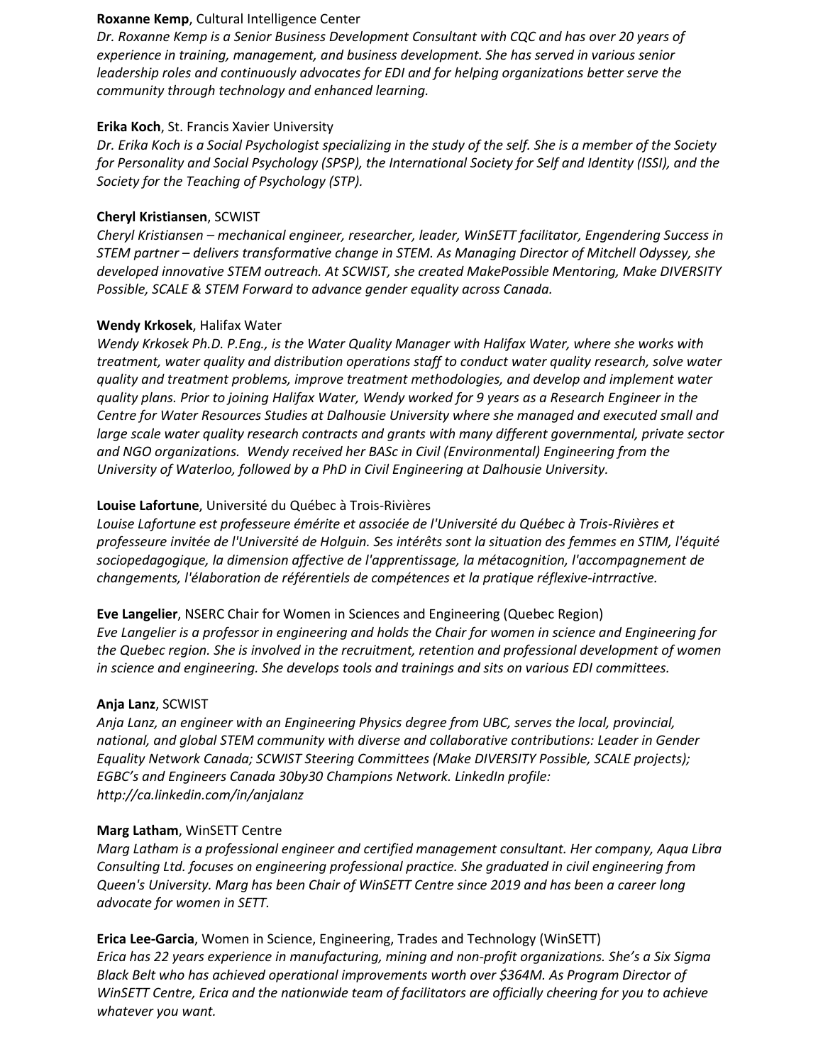**Roxanne Kemp**, Cultural Intelligence Center
*Dr. Roxanne Kemp is a Senior Business Development Consultant with CQC and has over 20 years of experience in training, management, and business development. She has served in various senior leadership roles and continuously advocates for EDI and for helping organizations better serve the community through technology and enhanced learning.*

**Erika Koch**, St. Francis Xavier University
*Dr. Erika Koch is a Social Psychologist specializing in the study of the self. She is a member of the Society for Personality and Social Psychology (SPSP), the International Society for Self and Identity (ISSI), and the Society for the Teaching of Psychology (STP).*

**Cheryl Kristiansen**, SCWIST
*Cheryl Kristiansen – mechanical engineer, researcher, leader, WinSETT facilitator, Engendering Success in STEM partner – delivers transformative change in STEM. As Managing Director of Mitchell Odyssey, she developed innovative STEM outreach. At SCWIST, she created MakePossible Mentoring, Make DIVERSITY Possible, SCALE & STEM Forward to advance gender equality across Canada.*

**Wendy Krkosek**, Halifax Water
*Wendy Krkosek Ph.D. P.Eng., is the Water Quality Manager with Halifax Water, where she works with treatment, water quality and distribution operations staff to conduct water quality research, solve water quality and treatment problems, improve treatment methodologies, and develop and implement water quality plans. Prior to joining Halifax Water, Wendy worked for 9 years as a Research Engineer in the Centre for Water Resources Studies at Dalhousie University where she managed and executed small and large scale water quality research contracts and grants with many different governmental, private sector and NGO organizations. Wendy received her BASc in Civil (Environmental) Engineering from the University of Waterloo, followed by a PhD in Civil Engineering at Dalhousie University.*

**Louise Lafortune**, Université du Québec à Trois-Rivières
*Louise Lafortune est professeure émérite et associée de l'Université du Québec à Trois-Rivières et professeure invitée de l'Université de Holguin. Ses intérêts sont la situation des femmes en STIM, l'équité sociopedagogique, la dimension affective de l'apprentissage, la métacognition, l'accompagnement de changements, l'élaboration de référentiels de compétences et la pratique réflexive-intrractive.*

**Eve Langelier**, NSERC Chair for Women in Sciences and Engineering (Quebec Region)
*Eve Langelier is a professor in engineering and holds the Chair for women in science and Engineering for the Quebec region. She is involved in the recruitment, retention and professional development of women in science and engineering. She develops tools and trainings and sits on various EDI committees.*

**Anja Lanz**, SCWIST
*Anja Lanz, an engineer with an Engineering Physics degree from UBC, serves the local, provincial, national, and global STEM community with diverse and collaborative contributions: Leader in Gender Equality Network Canada; SCWIST Steering Committees (Make DIVERSITY Possible, SCALE projects); EGBC's and Engineers Canada 30by30 Champions Network. LinkedIn profile: http://ca.linkedin.com/in/anjalanz*

**Marg Latham**, WinSETT Centre
*Marg Latham is a professional engineer and certified management consultant. Her company, Aqua Libra Consulting Ltd. focuses on engineering professional practice. She graduated in civil engineering from Queen's University. Marg has been Chair of WinSETT Centre since 2019 and has been a career long advocate for women in SETT.*

**Erica Lee-Garcia**, Women in Science, Engineering, Trades and Technology (WinSETT)
*Erica has 22 years experience in manufacturing, mining and non-profit organizations. She's a Six Sigma Black Belt who has achieved operational improvements worth over $364M. As Program Director of WinSETT Centre, Erica and the nationwide team of facilitators are officially cheering for you to achieve whatever you want.*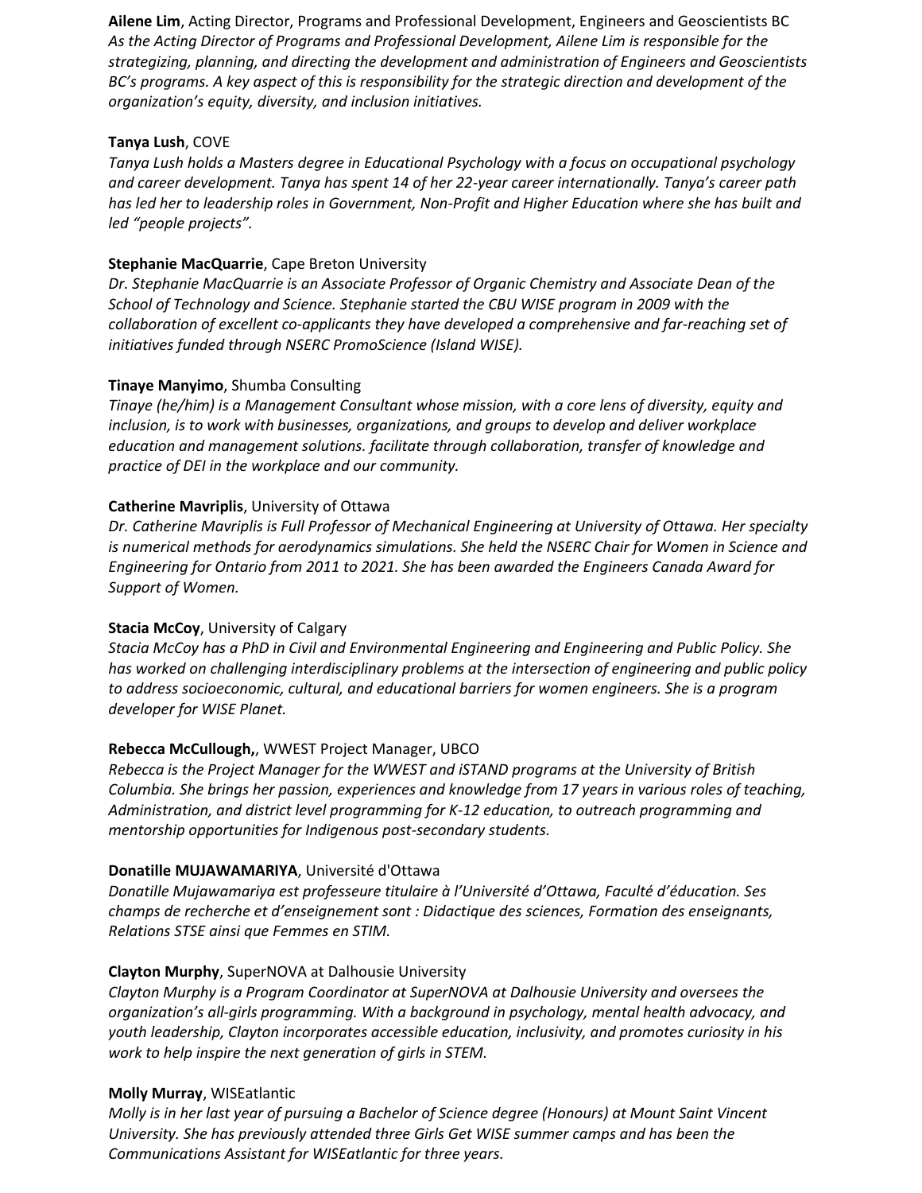**Ailene Lim**, Acting Director, Programs and Professional Development, Engineers and Geoscientists BC
*As the Acting Director of Programs and Professional Development, Ailene Lim is responsible for the strategizing, planning, and directing the development and administration of Engineers and Geoscientists BC's programs. A key aspect of this is responsibility for the strategic direction and development of the organization's equity, diversity, and inclusion initiatives.*

**Tanya Lush**, COVE
*Tanya Lush holds a Masters degree in Educational Psychology with a focus on occupational psychology and career development. Tanya has spent 14 of her 22-year career internationally. Tanya's career path has led her to leadership roles in Government, Non-Profit and Higher Education where she has built and led "people projects".*

**Stephanie MacQuarrie**, Cape Breton University
*Dr. Stephanie MacQuarrie is an Associate Professor of Organic Chemistry and Associate Dean of the School of Technology and Science. Stephanie started the CBU WISE program in 2009 with the collaboration of excellent co-applicants they have developed a comprehensive and far-reaching set of initiatives funded through NSERC PromoScience (Island WISE).*

**Tinaye Manyimo**, Shumba Consulting
*Tinaye (he/him) is a Management Consultant whose mission, with a core lens of diversity, equity and inclusion, is to work with businesses, organizations, and groups to develop and deliver workplace education and management solutions. facilitate through collaboration, transfer of knowledge and practice of DEI in the workplace and our community.*

**Catherine Mavriplis**, University of Ottawa
*Dr. Catherine Mavriplis is Full Professor of Mechanical Engineering at University of Ottawa. Her specialty is numerical methods for aerodynamics simulations. She held the NSERC Chair for Women in Science and Engineering for Ontario from 2011 to 2021. She has been awarded the Engineers Canada Award for Support of Women.*

**Stacia McCoy**, University of Calgary
*Stacia McCoy has a PhD in Civil and Environmental Engineering and Engineering and Public Policy. She has worked on challenging interdisciplinary problems at the intersection of engineering and public policy to address socioeconomic, cultural, and educational barriers for women engineers. She is a program developer for WISE Planet.*

**Rebecca McCullough,**, WWEST Project Manager, UBCO
*Rebecca is the Project Manager for the WWEST and iSTAND programs at the University of British Columbia. She brings her passion, experiences and knowledge from 17 years in various roles of teaching, Administration, and district level programming for K-12 education, to outreach programming and mentorship opportunities for Indigenous post-secondary students.*

**Donatille MUJAWAMARIYA**, Université d'Ottawa
*Donatille Mujawamariya est professeure titulaire à l'Université d'Ottawa, Faculté d'éducation. Ses champs de recherche et d'enseignement sont : Didactique des sciences, Formation des enseignants, Relations STSE ainsi que Femmes en STIM.*

**Clayton Murphy**, SuperNOVA at Dalhousie University
*Clayton Murphy is a Program Coordinator at SuperNOVA at Dalhousie University and oversees the organization's all-girls programming. With a background in psychology, mental health advocacy, and youth leadership, Clayton incorporates accessible education, inclusivity, and promotes curiosity in his work to help inspire the next generation of girls in STEM.*

**Molly Murray**, WISEatlantic
*Molly is in her last year of pursuing a Bachelor of Science degree (Honours) at Mount Saint Vincent University. She has previously attended three Girls Get WISE summer camps and has been the Communications Assistant for WISEatlantic for three years.*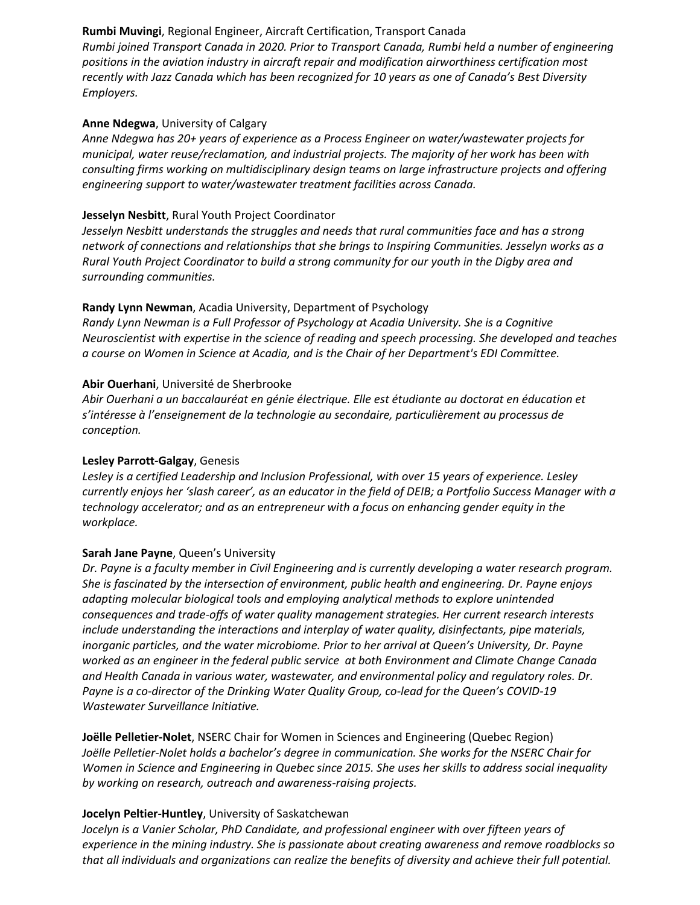**Rumbi Muvingi**, Regional Engineer, Aircraft Certification, Transport Canada
*Rumbi joined Transport Canada in 2020. Prior to Transport Canada, Rumbi held a number of engineering positions in the aviation industry in aircraft repair and modification airworthiness certification most recently with Jazz Canada which has been recognized for 10 years as one of Canada's Best Diversity Employers.*

**Anne Ndegwa**, University of Calgary
*Anne Ndegwa has 20+ years of experience as a Process Engineer on water/wastewater projects for municipal, water reuse/reclamation, and industrial projects. The majority of her work has been with consulting firms working on multidisciplinary design teams on large infrastructure projects and offering engineering support to water/wastewater treatment facilities across Canada.*

**Jesselyn Nesbitt**, Rural Youth Project Coordinator
*Jesselyn Nesbitt understands the struggles and needs that rural communities face and has a strong network of connections and relationships that she brings to Inspiring Communities. Jesselyn works as a Rural Youth Project Coordinator to build a strong community for our youth in the Digby area and surrounding communities.*

**Randy Lynn Newman**, Acadia University, Department of Psychology
*Randy Lynn Newman is a Full Professor of Psychology at Acadia University. She is a Cognitive Neuroscientist with expertise in the science of reading and speech processing. She developed and teaches a course on Women in Science at Acadia, and is the Chair of her Department's EDI Committee.*

**Abir Ouerhani**, Université de Sherbrooke
*Abir Ouerhani a un baccalauréat en génie électrique. Elle est étudiante au doctorat en éducation et s'intéresse à l'enseignement de la technologie au secondaire, particulièrement au processus de conception.*

**Lesley Parrott-Galgay**, Genesis
*Lesley is a certified Leadership and Inclusion Professional, with over 15 years of experience. Lesley currently enjoys her 'slash career', as an educator in the field of DEIB; a Portfolio Success Manager with a technology accelerator; and as an entrepreneur with a focus on enhancing gender equity in the workplace.*

**Sarah Jane Payne**, Queen's University
*Dr. Payne is a faculty member in Civil Engineering and is currently developing a water research program. She is fascinated by the intersection of environment, public health and engineering. Dr. Payne enjoys adapting molecular biological tools and employing analytical methods to explore unintended consequences and trade-offs of water quality management strategies. Her current research interests include understanding the interactions and interplay of water quality, disinfectants, pipe materials, inorganic particles, and the water microbiome. Prior to her arrival at Queen's University, Dr. Payne worked as an engineer in the federal public service at both Environment and Climate Change Canada and Health Canada in various water, wastewater, and environmental policy and regulatory roles. Dr. Payne is a co-director of the Drinking Water Quality Group, co-lead for the Queen's COVID-19 Wastewater Surveillance Initiative.*

**Joëlle Pelletier-Nolet**, NSERC Chair for Women in Sciences and Engineering (Quebec Region)
*Joëlle Pelletier-Nolet holds a bachelor's degree in communication. She works for the NSERC Chair for Women in Science and Engineering in Quebec since 2015. She uses her skills to address social inequality by working on research, outreach and awareness-raising projects.*

**Jocelyn Peltier-Huntley**, University of Saskatchewan
*Jocelyn is a Vanier Scholar, PhD Candidate, and professional engineer with over fifteen years of experience in the mining industry. She is passionate about creating awareness and remove roadblocks so that all individuals and organizations can realize the benefits of diversity and achieve their full potential.*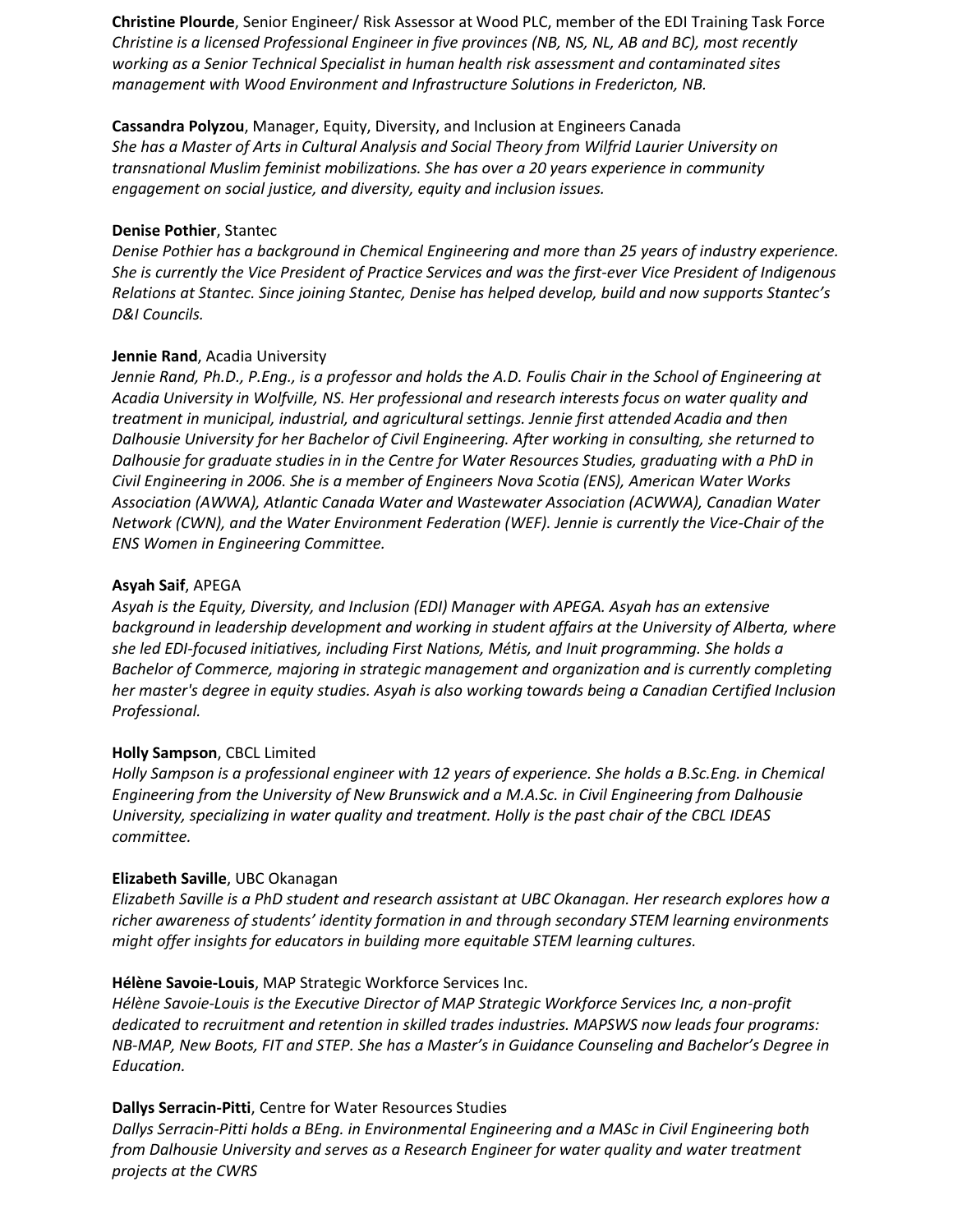**Christine Plourde**, Senior Engineer/ Risk Assessor at Wood PLC, member of the EDI Training Task Force
*Christine is a licensed Professional Engineer in five provinces (NB, NS, NL, AB and BC), most recently working as a Senior Technical Specialist in human health risk assessment and contaminated sites management with Wood Environment and Infrastructure Solutions in Fredericton, NB.*

**Cassandra Polyzou**, Manager, Equity, Diversity, and Inclusion at Engineers Canada
*She has a Master of Arts in Cultural Analysis and Social Theory from Wilfrid Laurier University on transnational Muslim feminist mobilizations. She has over a 20 years experience in community engagement on social justice, and diversity, equity and inclusion issues.*

**Denise Pothier**, Stantec
*Denise Pothier has a background in Chemical Engineering and more than 25 years of industry experience. She is currently the Vice President of Practice Services and was the first-ever Vice President of Indigenous Relations at Stantec. Since joining Stantec, Denise has helped develop, build and now supports Stantec's D&I Councils.*

**Jennie Rand**, Acadia University
*Jennie Rand, Ph.D., P.Eng., is a professor and holds the A.D. Foulis Chair in the School of Engineering at Acadia University in Wolfville, NS. Her professional and research interests focus on water quality and treatment in municipal, industrial, and agricultural settings. Jennie first attended Acadia and then Dalhousie University for her Bachelor of Civil Engineering. After working in consulting, she returned to Dalhousie for graduate studies in in the Centre for Water Resources Studies, graduating with a PhD in Civil Engineering in 2006. She is a member of Engineers Nova Scotia (ENS), American Water Works Association (AWWA), Atlantic Canada Water and Wastewater Association (ACWWA), Canadian Water Network (CWN), and the Water Environment Federation (WEF). Jennie is currently the Vice-Chair of the ENS Women in Engineering Committee.*

**Asyah Saif**, APEGA
*Asyah is the Equity, Diversity, and Inclusion (EDI) Manager with APEGA. Asyah has an extensive background in leadership development and working in student affairs at the University of Alberta, where she led EDI-focused initiatives, including First Nations, Métis, and Inuit programming. She holds a Bachelor of Commerce, majoring in strategic management and organization and is currently completing her master's degree in equity studies. Asyah is also working towards being a Canadian Certified Inclusion Professional.*

**Holly Sampson**, CBCL Limited
*Holly Sampson is a professional engineer with 12 years of experience. She holds a B.Sc.Eng. in Chemical Engineering from the University of New Brunswick and a M.A.Sc. in Civil Engineering from Dalhousie University, specializing in water quality and treatment. Holly is the past chair of the CBCL IDEAS committee.*

**Elizabeth Saville**, UBC Okanagan
*Elizabeth Saville is a PhD student and research assistant at UBC Okanagan. Her research explores how a richer awareness of students' identity formation in and through secondary STEM learning environments might offer insights for educators in building more equitable STEM learning cultures.*

**Hélène Savoie-Louis**, MAP Strategic Workforce Services Inc.
*Hélène Savoie-Louis is the Executive Director of MAP Strategic Workforce Services Inc, a non-profit dedicated to recruitment and retention in skilled trades industries. MAPSWS now leads four programs: NB-MAP, New Boots, FIT and STEP. She has a Master's in Guidance Counseling and Bachelor's Degree in Education.*

**Dallys Serracin-Pitti**, Centre for Water Resources Studies
*Dallys Serracin-Pitti holds a BEng. in Environmental Engineering and a MASc in Civil Engineering both from Dalhousie University and serves as a Research Engineer for water quality and water treatment projects at the CWRS*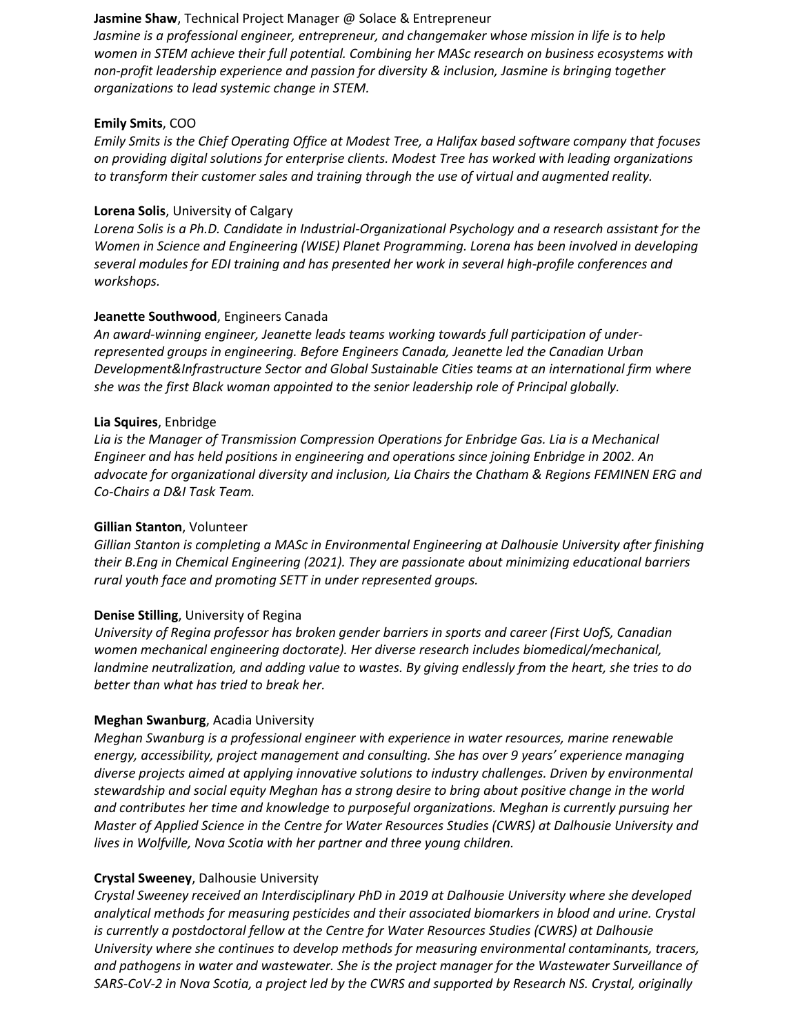**Jasmine Shaw**, Technical Project Manager @ Solace & Entrepreneur
*Jasmine is a professional engineer, entrepreneur, and changemaker whose mission in life is to help women in STEM achieve their full potential. Combining her MASc research on business ecosystems with non-profit leadership experience and passion for diversity & inclusion, Jasmine is bringing together organizations to lead systemic change in STEM.*

**Emily Smits**, COO
*Emily Smits is the Chief Operating Office at Modest Tree, a Halifax based software company that focuses on providing digital solutions for enterprise clients. Modest Tree has worked with leading organizations to transform their customer sales and training through the use of virtual and augmented reality.*

**Lorena Solis**, University of Calgary
*Lorena Solis is a Ph.D. Candidate in Industrial-Organizational Psychology and a research assistant for the Women in Science and Engineering (WISE) Planet Programming. Lorena has been involved in developing several modules for EDI training and has presented her work in several high-profile conferences and workshops.*

**Jeanette Southwood**, Engineers Canada
*An award-winning engineer, Jeanette leads teams working towards full participation of under-represented groups in engineering. Before Engineers Canada, Jeanette led the Canadian Urban Development&Infrastructure Sector and Global Sustainable Cities teams at an international firm where she was the first Black woman appointed to the senior leadership role of Principal globally.*

**Lia Squires**, Enbridge
*Lia is the Manager of Transmission Compression Operations for Enbridge Gas. Lia is a Mechanical Engineer and has held positions in engineering and operations since joining Enbridge in 2002. An advocate for organizational diversity and inclusion, Lia Chairs the Chatham & Regions FEMINEN ERG and Co-Chairs a D&I Task Team.*

**Gillian Stanton**, Volunteer
*Gillian Stanton is completing a MASc in Environmental Engineering at Dalhousie University after finishing their B.Eng in Chemical Engineering (2021). They are passionate about minimizing educational barriers rural youth face and promoting SETT in under represented groups.*

**Denise Stilling**, University of Regina
*University of Regina professor has broken gender barriers in sports and career (First UofS, Canadian women mechanical engineering doctorate). Her diverse research includes biomedical/mechanical, landmine neutralization, and adding value to wastes. By giving endlessly from the heart, she tries to do better than what has tried to break her.*

**Meghan Swanburg**, Acadia University
*Meghan Swanburg is a professional engineer with experience in water resources, marine renewable energy, accessibility, project management and consulting. She has over 9 years' experience managing diverse projects aimed at applying innovative solutions to industry challenges. Driven by environmental stewardship and social equity Meghan has a strong desire to bring about positive change in the world and contributes her time and knowledge to purposeful organizations. Meghan is currently pursuing her Master of Applied Science in the Centre for Water Resources Studies (CWRS) at Dalhousie University and lives in Wolfville, Nova Scotia with her partner and three young children.*

**Crystal Sweeney**, Dalhousie University
*Crystal Sweeney received an Interdisciplinary PhD in 2019 at Dalhousie University where she developed analytical methods for measuring pesticides and their associated biomarkers in blood and urine. Crystal is currently a postdoctoral fellow at the Centre for Water Resources Studies (CWRS) at Dalhousie University where she continues to develop methods for measuring environmental contaminants, tracers, and pathogens in water and wastewater. She is the project manager for the Wastewater Surveillance of SARS-CoV-2 in Nova Scotia, a project led by the CWRS and supported by Research NS. Crystal, originally*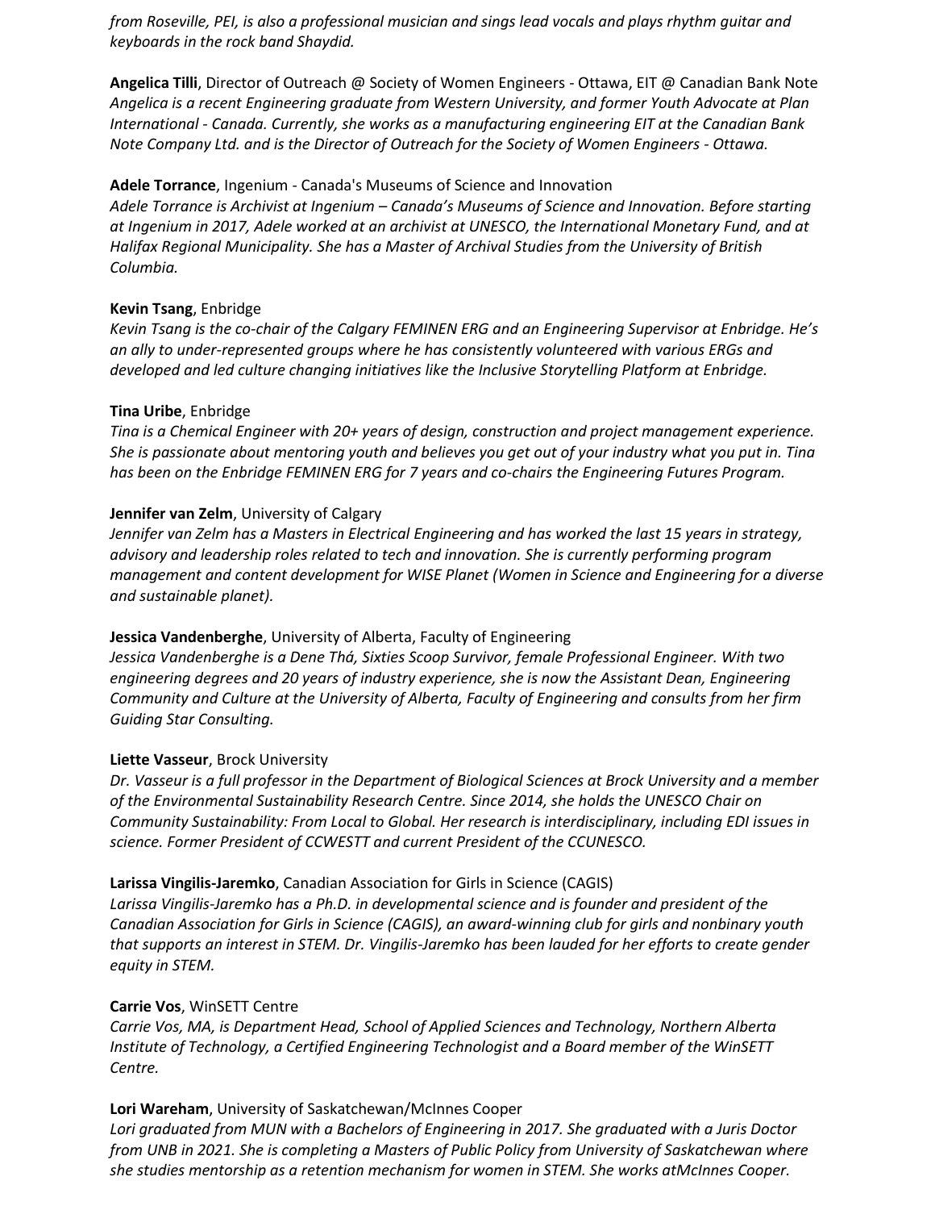*from Roseville, PEI, is also a professional musician and sings lead vocals and plays rhythm guitar and keyboards in the rock band Shaydid.*

**Angelica Tilli**, Director of Outreach @ Society of Women Engineers - Ottawa, EIT @ Canadian Bank Note
*Angelica is a recent Engineering graduate from Western University, and former Youth Advocate at Plan International - Canada. Currently, she works as a manufacturing engineering EIT at the Canadian Bank Note Company Ltd. and is the Director of Outreach for the Society of Women Engineers - Ottawa.*

**Adele Torrance**, Ingenium - Canada's Museums of Science and Innovation
*Adele Torrance is Archivist at Ingenium – Canada's Museums of Science and Innovation. Before starting at Ingenium in 2017, Adele worked at an archivist at UNESCO, the International Monetary Fund, and at Halifax Regional Municipality. She has a Master of Archival Studies from the University of British Columbia.*

**Kevin Tsang**, Enbridge
*Kevin Tsang is the co-chair of the Calgary FEMINEN ERG and an Engineering Supervisor at Enbridge. He's an ally to under-represented groups where he has consistently volunteered with various ERGs and developed and led culture changing initiatives like the Inclusive Storytelling Platform at Enbridge.*

**Tina Uribe**, Enbridge
*Tina is a Chemical Engineer with 20+ years of design, construction and project management experience. She is passionate about mentoring youth and believes you get out of your industry what you put in. Tina has been on the Enbridge FEMINEN ERG for 7 years and co-chairs the Engineering Futures Program.*

**Jennifer van Zelm**, University of Calgary
*Jennifer van Zelm has a Masters in Electrical Engineering and has worked the last 15 years in strategy, advisory and leadership roles related to tech and innovation. She is currently performing program management and content development for WISE Planet (Women in Science and Engineering for a diverse and sustainable planet).*

**Jessica Vandenberghe**, University of Alberta, Faculty of Engineering
*Jessica Vandenberghe is a Dene Thá, Sixties Scoop Survivor, female Professional Engineer. With two engineering degrees and 20 years of industry experience, she is now the Assistant Dean, Engineering Community and Culture at the University of Alberta, Faculty of Engineering and consults from her firm Guiding Star Consulting.*

**Liette Vasseur**, Brock University
*Dr. Vasseur is a full professor in the Department of Biological Sciences at Brock University and a member of the Environmental Sustainability Research Centre. Since 2014, she holds the UNESCO Chair on Community Sustainability: From Local to Global. Her research is interdisciplinary, including EDI issues in science. Former President of CCWESTT and current President of the CCUNESCO.*

**Larissa Vingilis-Jaremko**, Canadian Association for Girls in Science (CAGIS)
*Larissa Vingilis-Jaremko has a Ph.D. in developmental science and is founder and president of the Canadian Association for Girls in Science (CAGIS), an award-winning club for girls and nonbinary youth that supports an interest in STEM. Dr. Vingilis-Jaremko has been lauded for her efforts to create gender equity in STEM.*

**Carrie Vos**, WinSETT Centre
*Carrie Vos, MA, is Department Head, School of Applied Sciences and Technology, Northern Alberta Institute of Technology, a Certified Engineering Technologist and a Board member of the WinSETT Centre.*

**Lori Wareham**, University of Saskatchewan/McInnes Cooper
*Lori graduated from MUN with a Bachelors of Engineering in 2017. She graduated with a Juris Doctor from UNB in 2021. She is completing a Masters of Public Policy from University of Saskatchewan where she studies mentorship as a retention mechanism for women in STEM. She works atMcInnes Cooper.*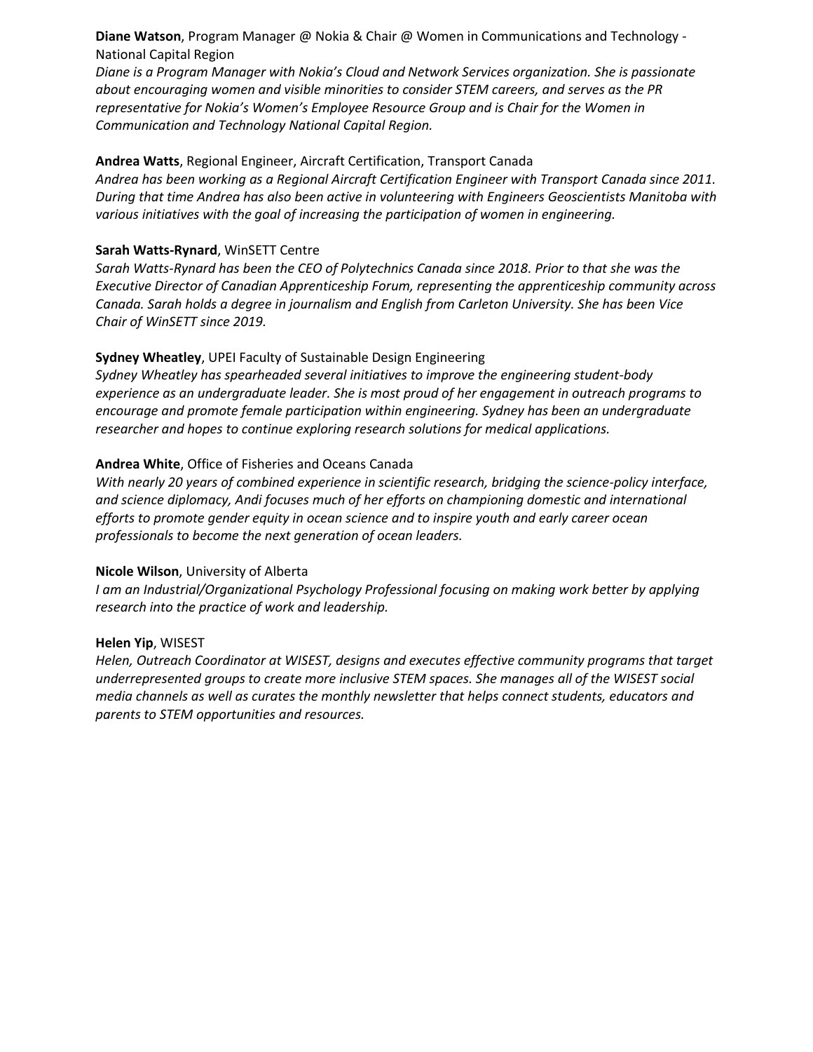**Diane Watson**, Program Manager @ Nokia & Chair @ Women in Communications and Technology - National Capital Region

*Diane is a Program Manager with Nokia's Cloud and Network Services organization. She is passionate about encouraging women and visible minorities to consider STEM careers, and serves as the PR representative for Nokia's Women's Employee Resource Group and is Chair for the Women in Communication and Technology National Capital Region.*

**Andrea Watts**, Regional Engineer, Aircraft Certification, Transport Canada

*Andrea has been working as a Regional Aircraft Certification Engineer with Transport Canada since 2011. During that time Andrea has also been active in volunteering with Engineers Geoscientists Manitoba with various initiatives with the goal of increasing the participation of women in engineering.*

**Sarah Watts-Rynard**, WinSETT Centre

*Sarah Watts-Rynard has been the CEO of Polytechnics Canada since 2018. Prior to that she was the Executive Director of Canadian Apprenticeship Forum, representing the apprenticeship community across Canada. Sarah holds a degree in journalism and English from Carleton University. She has been Vice Chair of WinSETT since 2019.*

**Sydney Wheatley**, UPEI Faculty of Sustainable Design Engineering

*Sydney Wheatley has spearheaded several initiatives to improve the engineering student-body experience as an undergraduate leader. She is most proud of her engagement in outreach programs to encourage and promote female participation within engineering. Sydney has been an undergraduate researcher and hopes to continue exploring research solutions for medical applications.*

**Andrea White**, Office of Fisheries and Oceans Canada

*With nearly 20 years of combined experience in scientific research, bridging the science-policy interface, and science diplomacy, Andi focuses much of her efforts on championing domestic and international efforts to promote gender equity in ocean science and to inspire youth and early career ocean professionals to become the next generation of ocean leaders.*

**Nicole Wilson**, University of Alberta

*I am an Industrial/Organizational Psychology Professional focusing on making work better by applying research into the practice of work and leadership.*

**Helen Yip**, WISEST

*Helen, Outreach Coordinator at WISEST, designs and executes effective community programs that target underrepresented groups to create more inclusive STEM spaces. She manages all of the WISEST social media channels as well as curates the monthly newsletter that helps connect students, educators and parents to STEM opportunities and resources.*